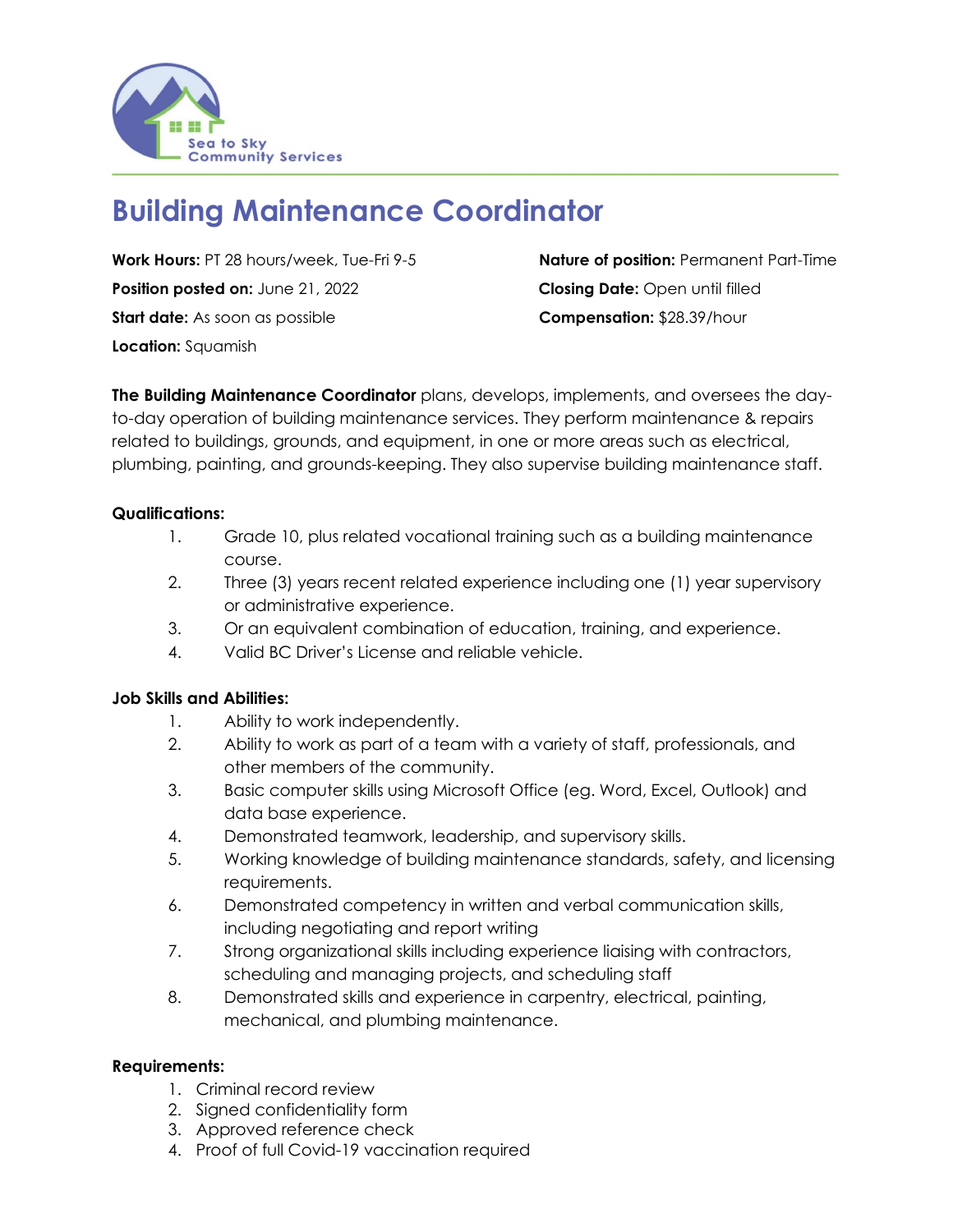Sea to Sky Community Services

# Building Maintenance Coordinator

**Work Hours:** PT 28 hours/week, Tue-Fri 9-5

**Position posted on:** June 21, 2022

**Start date:** As soon as possible

**Location:** Squamish

**Nature of position:** Permanent Part-Time

**Closing Date:** Open until filled

**Compensation:** $28.39/hour

**The Building Maintenance Coordinator** plans, develops, implements, and oversees the day-to-day operation of building maintenance services. They perform maintenance & repairs related to buildings, grounds, and equipment, in one or more areas such as electrical, plumbing, painting, and grounds-keeping. They also supervise building maintenance staff.

**Qualifications:**

1. Grade 10, plus related vocational training such as a building maintenance course.
2. Three (3) years recent related experience including one (1) year supervisory or administrative experience.
3. Or an equivalent combination of education, training, and experience.
4. Valid BC Driver's License and reliable vehicle.

**Job Skills and Abilities:**

1. Ability to work independently.
2. Ability to work as part of a team with a variety of staff, professionals, and other members of the community.
3. Basic computer skills using Microsoft Office (eg. Word, Excel, Outlook) and data base experience.
4. Demonstrated teamwork, leadership, and supervisory skills.
5. Working knowledge of building maintenance standards, safety, and licensing requirements.
6. Demonstrated competency in written and verbal communication skills, including negotiating and report writing
7. Strong organizational skills including experience liaising with contractors, scheduling and managing projects, and scheduling staff
8. Demonstrated skills and experience in carpentry, electrical, painting, mechanical, and plumbing maintenance.

**Requirements:**

1. Criminal record review
2. Signed confidentiality form
3. Approved reference check
4. Proof of full Covid-19 vaccination required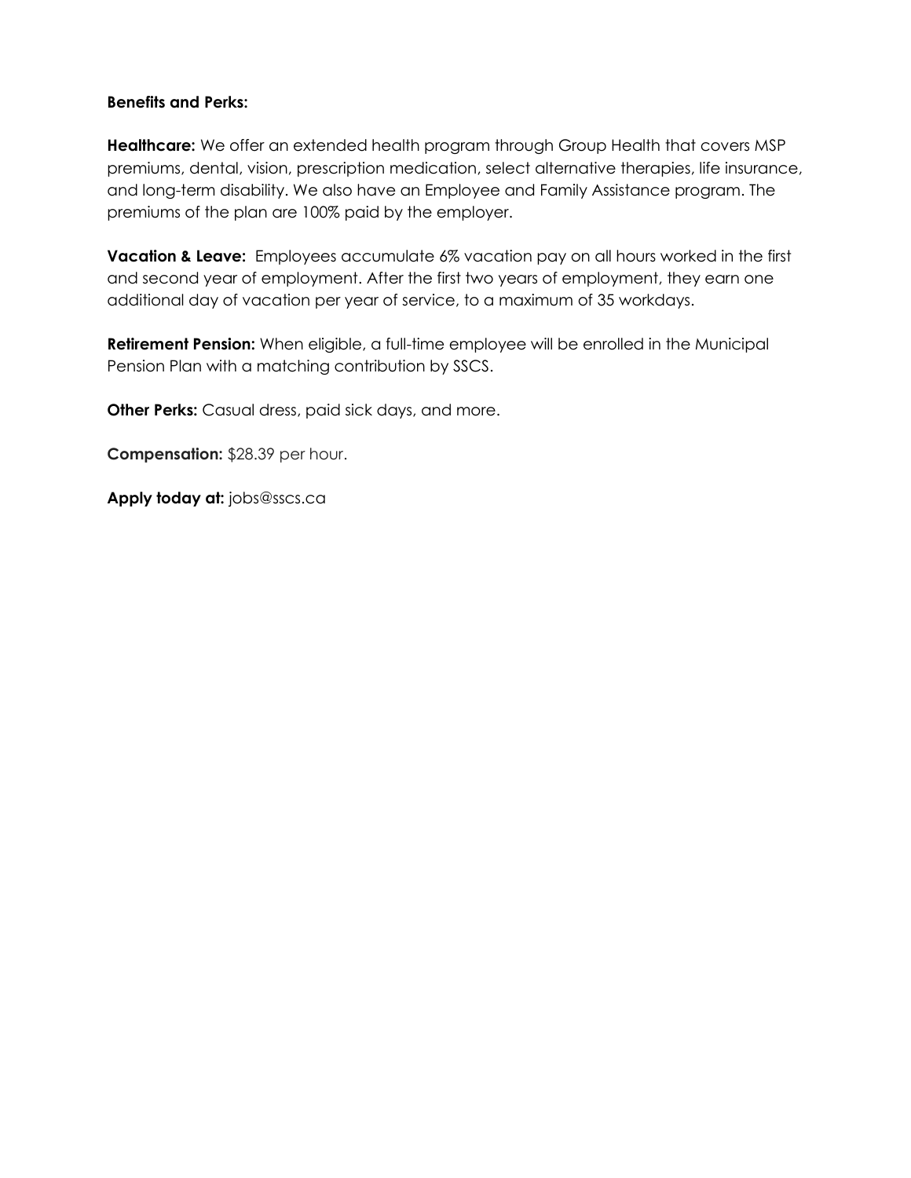**Benefits and Perks:**

**Healthcare:** We offer an extended health program through Group Health that covers MSP premiums, dental, vision, prescription medication, select alternative therapies, life insurance, and long-term disability. We also have an Employee and Family Assistance program. The premiums of the plan are 100% paid by the employer.

**Vacation & Leave:** Employees accumulate 6% vacation pay on all hours worked in the first and second year of employment. After the first two years of employment, they earn one additional day of vacation per year of service, to a maximum of 35 workdays.

**Retirement Pension:** When eligible, a full-time employee will be enrolled in the Municipal Pension Plan with a matching contribution by SSCS.

**Other Perks:** Casual dress, paid sick days, and more.

**Compensation:** $28.39 per hour.

**Apply today at:** jobs@sscs.ca